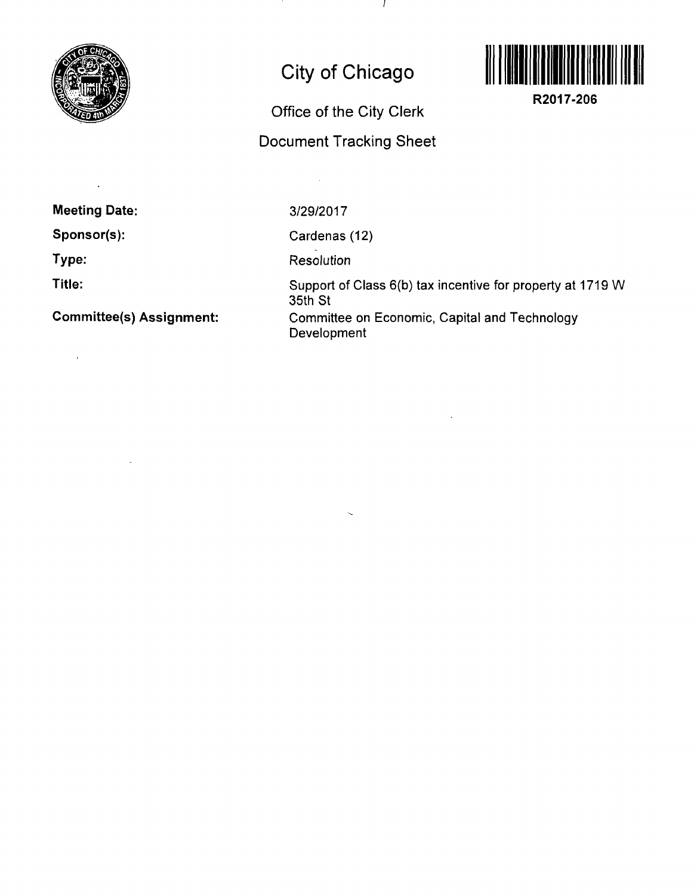# City of Chicago

## Office of the City Clerk

## Document Tracking Sheet

**R2017-206**

**Meeting Date:** 3/29/2017

**Sponsor(s):** Cardenas (12)

**Type:** Resolution

**Title:** Support of Class 6(b) tax incentive for property at 1719 W 35th St

**Committee(s) Assignment:** Committee on Economic, Capital and Technology Development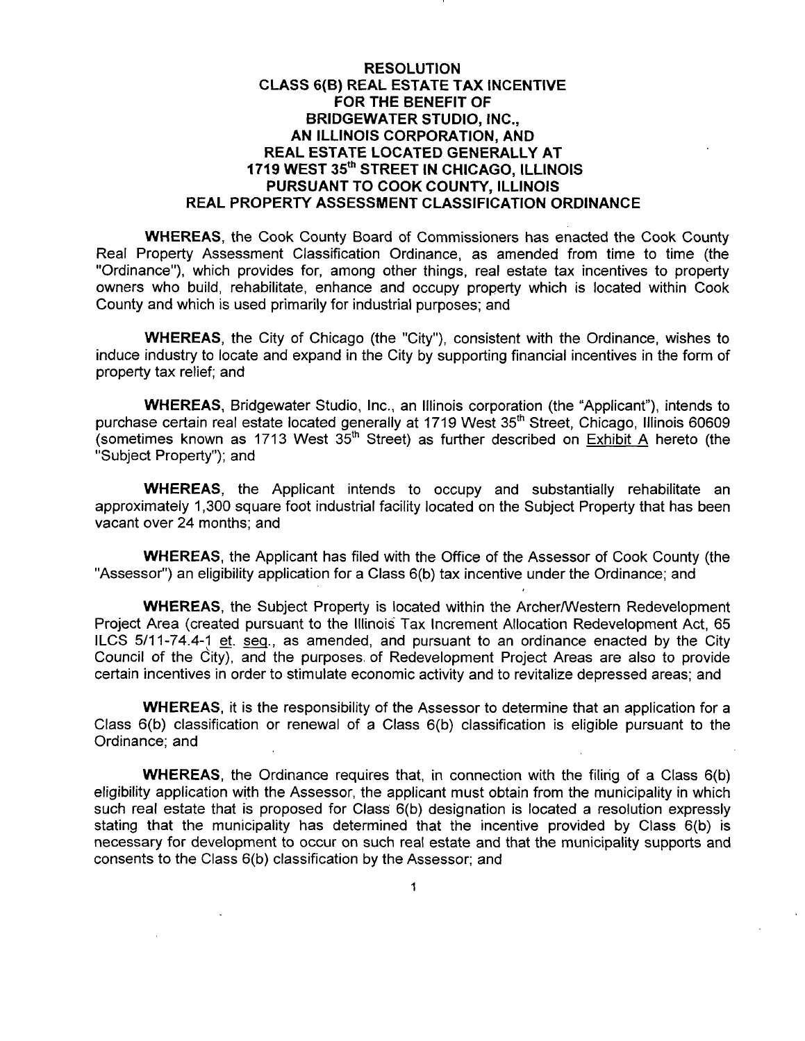# RESOLUTION
## CLASS 6(B) REAL ESTATE TAX INCENTIVE FOR THE BENEFIT OF BRIDGEWATER STUDIO, INC., AN ILLINOIS CORPORATION, AND REAL ESTATE LOCATED GENERALLY AT 1719 WEST 35th STREET IN CHICAGO, ILLINOIS PURSUANT TO COOK COUNTY, ILLINOIS REAL PROPERTY ASSESSMENT CLASSIFICATION ORDINANCE

**WHEREAS**, the Cook County Board of Commissioners has enacted the Cook County Real Property Assessment Classification Ordinance, as amended from time to time (the "Ordinance"), which provides for, among other things, real estate tax incentives to property owners who build, rehabilitate, enhance and occupy property which is located within Cook County and which is used primarily for industrial purposes; and

**WHEREAS**, the City of Chicago (the "City"), consistent with the Ordinance, wishes to induce industry to locate and expand in the City by supporting financial incentives in the form of property tax relief; and

**WHEREAS**, Bridgewater Studio, Inc., an Illinois corporation (the "Applicant"), intends to purchase certain real estate located generally at 1719 West 35th Street, Chicago, Illinois 60609 (sometimes known as 1713 West 35th Street) as further described on Exhibit A hereto (the "Subject Property"); and

**WHEREAS**, the Applicant intends to occupy and substantially rehabilitate an approximately 1,300 square foot industrial facility located on the Subject Property that has been vacant over 24 months; and

**WHEREAS**, the Applicant has filed with the Office of the Assessor of Cook County (the "Assessor") an eligibility application for a Class 6(b) tax incentive under the Ordinance; and

**WHEREAS**, the Subject Property is located within the Archer/Western Redevelopment Project Area (created pursuant to the Illinois Tax Increment Allocation Redevelopment Act, 65 ILCS 5/11-74.4-1 et. seq., as amended, and pursuant to an ordinance enacted by the City Council of the City), and the purposes of Redevelopment Project Areas are also to provide certain incentives in order to stimulate economic activity and to revitalize depressed areas; and

**WHEREAS**, it is the responsibility of the Assessor to determine that an application for a Class 6(b) classification or renewal of a Class 6(b) classification is eligible pursuant to the Ordinance; and

**WHEREAS**, the Ordinance requires that, in connection with the filing of a Class 6(b) eligibility application with the Assessor, the applicant must obtain from the municipality in which such real estate that is proposed for Class 6(b) designation is located a resolution expressly stating that the municipality has determined that the incentive provided by Class 6(b) is necessary for development to occur on such real estate and that the municipality supports and consents to the Class 6(b) classification by the Assessor; and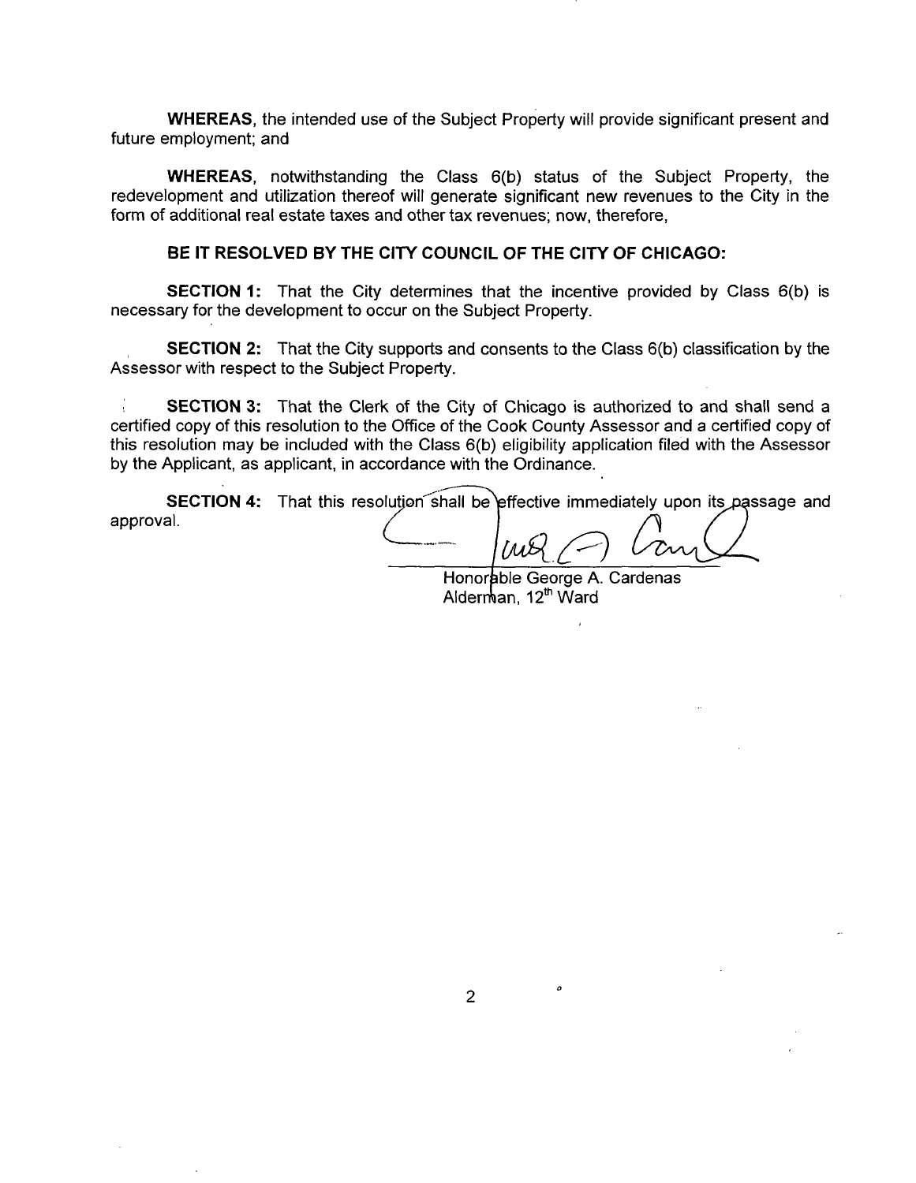**WHEREAS**, the intended use of the Subject Property will provide significant present and future employment; and

**WHEREAS**, notwithstanding the Class 6(b) status of the Subject Property, the redevelopment and utilization thereof will generate significant new revenues to the City in the form of additional real estate taxes and other tax revenues; now, therefore,

**BE IT RESOLVED BY THE CITY COUNCIL OF THE CITY OF CHICAGO:**

**SECTION 1:** That the City determines that the incentive provided by Class 6(b) is necessary for the development to occur on the Subject Property.

**SECTION 2:** That the City supports and consents to the Class 6(b) classification by the Assessor with respect to the Subject Property.

**SECTION 3:** That the Clerk of the City of Chicago is authorized to and shall send a certified copy of this resolution to the Office of the Cook County Assessor and a certified copy of this resolution may be included with the Class 6(b) eligibility application filed with the Assessor by the Applicant, as applicant, in accordance with the Ordinance.

**SECTION 4:** That this resolution shall be effective immediately upon its passage and approval.

Honorable George A. Cardenas
Alderman, 12th Ward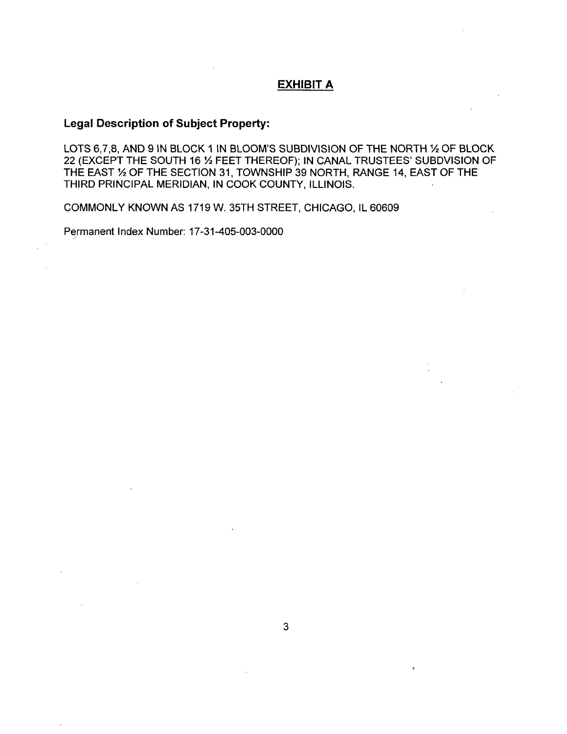## EXHIBIT A

**Legal Description of Subject Property:**

LOTS 6,7,8, AND 9 IN BLOCK 1 IN BLOOM'S SUBDIVISION OF THE NORTH ½ OF BLOCK 22 (EXCEPT THE SOUTH 16 ½ FEET THEREOF); IN CANAL TRUSTEES' SUBDVISION OF THE EAST ½ OF THE SECTION 31, TOWNSHIP 39 NORTH, RANGE 14, EAST OF THE THIRD PRINCIPAL MERIDIAN, IN COOK COUNTY, ILLINOIS.

COMMONLY KNOWN AS 1719 W. 35TH STREET, CHICAGO, IL 60609

Permanent Index Number: 17-31-405-003-0000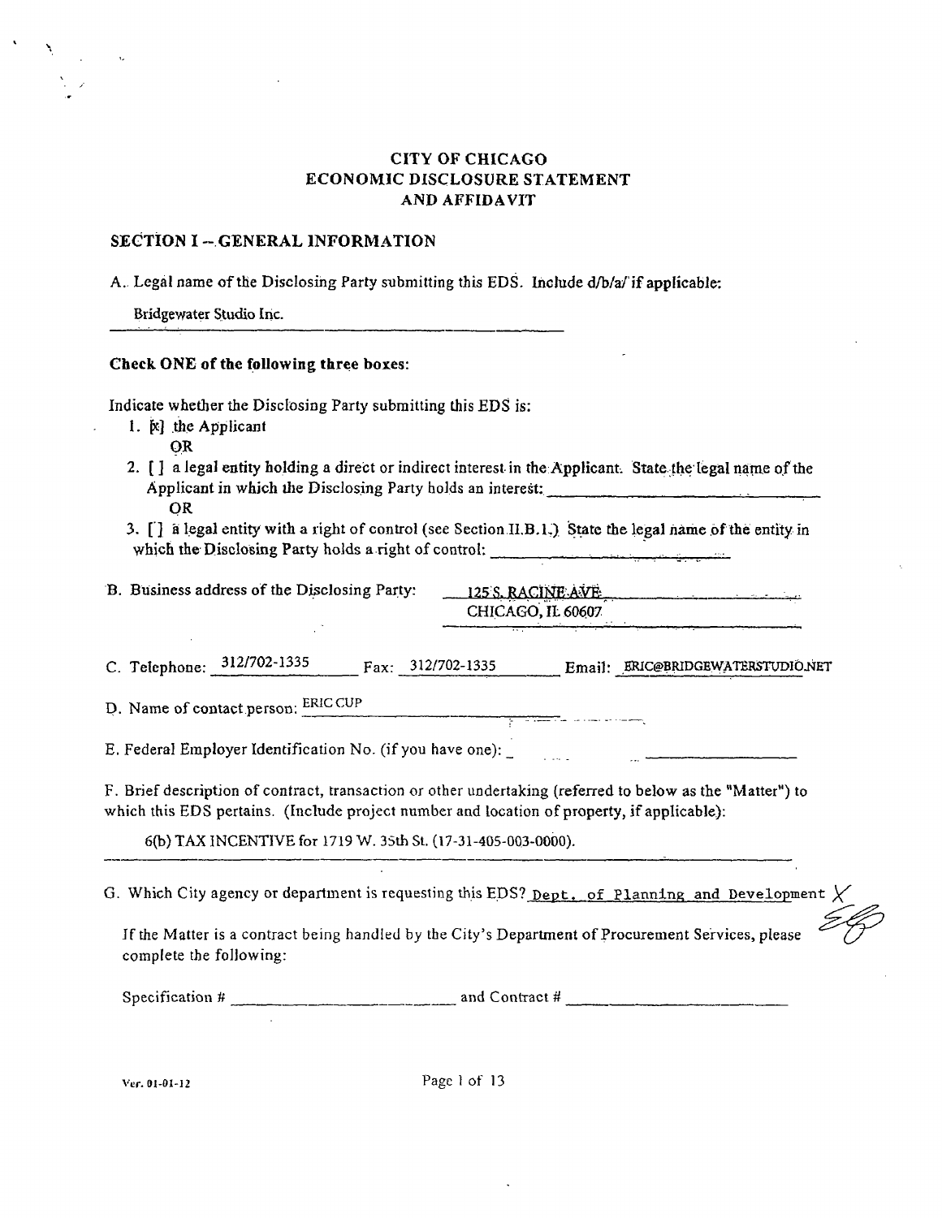# CITY OF CHICAGO
# ECONOMIC DISCLOSURE STATEMENT
# AND AFFIDAVIT

## SECTION I -- GENERAL INFORMATION

A. Legal name of the Disclosing Party submitting this EDS. Include d/b/a/ if applicable:

Bridgewater Studio Inc.

**Check ONE of the following three boxes:**

Indicate whether the Disclosing Party submitting this EDS is:

1. [x] the Applicant
   OR
2. [ ] a legal entity holding a direct or indirect interest in the Applicant. State the legal name of the Applicant in which the Disclosing Party holds an interest: ____________
   OR
3. [ ] a legal entity with a right of control (see Section II.B.1.) State the legal name of the entity in which the Disclosing Party holds a right of control: ____________

B. Business address of the Disclosing Party: 125 S. RACINE AVE
CHICAGO, IL 60607

C. Telephone: 312/702-1335 Fax: 312/702-1335 Email: ERIC@BRIDGEWATERSTUDIO.NET

D. Name of contact person: ERIC CUP

E. Federal Employer Identification No. (if you have one): ____________

F. Brief description of contract, transaction or other undertaking (referred to below as the "Matter") to which this EDS pertains. (Include project number and location of property, if applicable):

6(b) TAX INCENTIVE for 1719 W. 35th St. (17-31-405-003-0000).

G. Which City agency or department is requesting this EDS? Dept. of Planning and Development

If the Matter is a contract being handled by the City's Department of Procurement Services, please complete the following:

Specification # ____________ and Contract # ____________

Ver. 01-01-12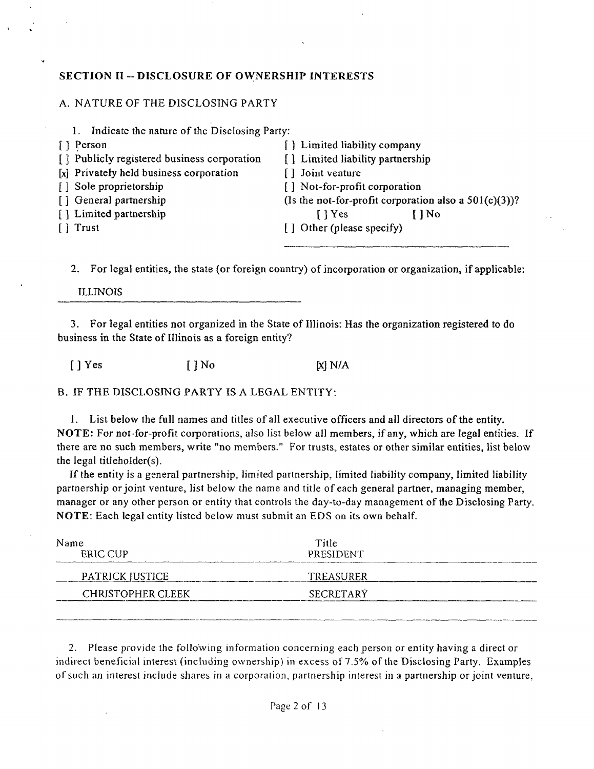## SECTION II -- DISCLOSURE OF OWNERSHIP INTERESTS

### A. NATURE OF THE DISCLOSING PARTY

1. Indicate the nature of the Disclosing Party:

[ ] Person
[ ] Publicly registered business corporation
[x] Privately held business corporation
[ ] Sole proprietorship
[ ] General partnership
[ ] Limited partnership
[ ] Trust
[ ] Limited liability company
[ ] Limited liability partnership
[ ] Joint venture
[ ] Not-for-profit corporation
(Is the not-for-profit corporation also a 501(c)(3))?
[ ] Yes [ ] No
[ ] Other (please specify)

2. For legal entities, the state (or foreign country) of incorporation or organization, if applicable:

ILLINOIS

3. For legal entities not organized in the State of Illinois: Has the organization registered to do business in the State of Illinois as a foreign entity?

[ ] Yes [ ] No [x] N/A

### B. IF THE DISCLOSING PARTY IS A LEGAL ENTITY:

1. List below the full names and titles of all executive officers and all directors of the entity. **NOTE:** For not-for-profit corporations, also list below all members, if any, which are legal entities. If there are no such members, write "no members." For trusts, estates or other similar entities, list below the legal titleholder(s).

If the entity is a general partnership, limited partnership, limited liability company, limited liability partnership or joint venture, list below the name and title of each general partner, managing member, manager or any other person or entity that controls the day-to-day management of the Disclosing Party. **NOTE**: Each legal entity listed below must submit an EDS on its own behalf.

| Name | Title |
|---|---|
| ERIC CUP | PRESIDENT |
| PATRICK JUSTICE | TREASURER |
| CHRISTOPHER CLEEK | SECRETARY |

2. Please provide the following information concerning each person or entity having a direct or indirect beneficial interest (including ownership) in excess of 7.5% of the Disclosing Party. Examples of such an interest include shares in a corporation, partnership interest in a partnership or joint venture,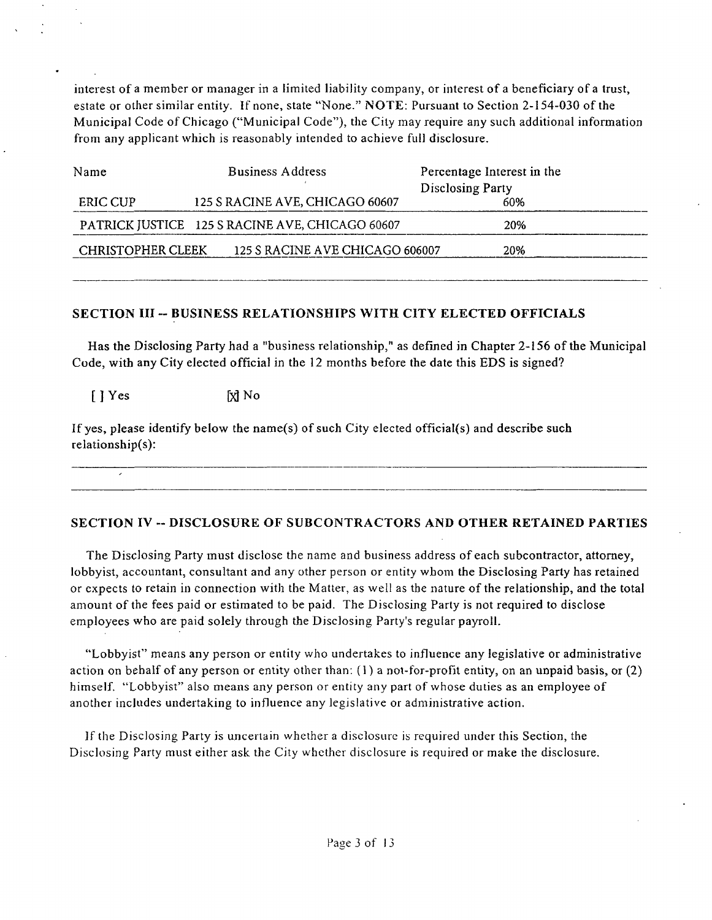interest of a member or manager in a limited liability company, or interest of a beneficiary of a trust, estate or other similar entity. If none, state "None." **NOTE**: Pursuant to Section 2-154-030 of the Municipal Code of Chicago ("Municipal Code"), the City may require any such additional information from any applicant which is reasonably intended to achieve full disclosure.

| Name | Business Address | Percentage Interest in the Disclosing Party |
|---|---|---|
| ERIC CUP | 125 S RACINE AVE, CHICAGO 60607 | 60% |
| PATRICK JUSTICE | 125 S RACINE AVE, CHICAGO 60607 | 20% |
| CHRISTOPHER CLEEK | 125 S RACINE AVE CHICAGO 606007 | 20% |

## SECTION III -- BUSINESS RELATIONSHIPS WITH CITY ELECTED OFFICIALS

Has the Disclosing Party had a "business relationship," as defined in Chapter 2-156 of the Municipal Code, with any City elected official in the 12 months before the date this EDS is signed?

[ ] Yes [X] No

If yes, please identify below the name(s) of such City elected official(s) and describe such relationship(s):

## SECTION IV -- DISCLOSURE OF SUBCONTRACTORS AND OTHER RETAINED PARTIES

The Disclosing Party must disclose the name and business address of each subcontractor, attorney, lobbyist, accountant, consultant and any other person or entity whom the Disclosing Party has retained or expects to retain in connection with the Matter, as well as the nature of the relationship, and the total amount of the fees paid or estimated to be paid. The Disclosing Party is not required to disclose employees who are paid solely through the Disclosing Party's regular payroll.

"Lobbyist" means any person or entity who undertakes to influence any legislative or administrative action on behalf of any person or entity other than: (1) a not-for-profit entity, on an unpaid basis, or (2) himself. "Lobbyist" also means any person or entity any part of whose duties as an employee of another includes undertaking to influence any legislative or administrative action.

If the Disclosing Party is uncertain whether a disclosure is required under this Section, the Disclosing Party must either ask the City whether disclosure is required or make the disclosure.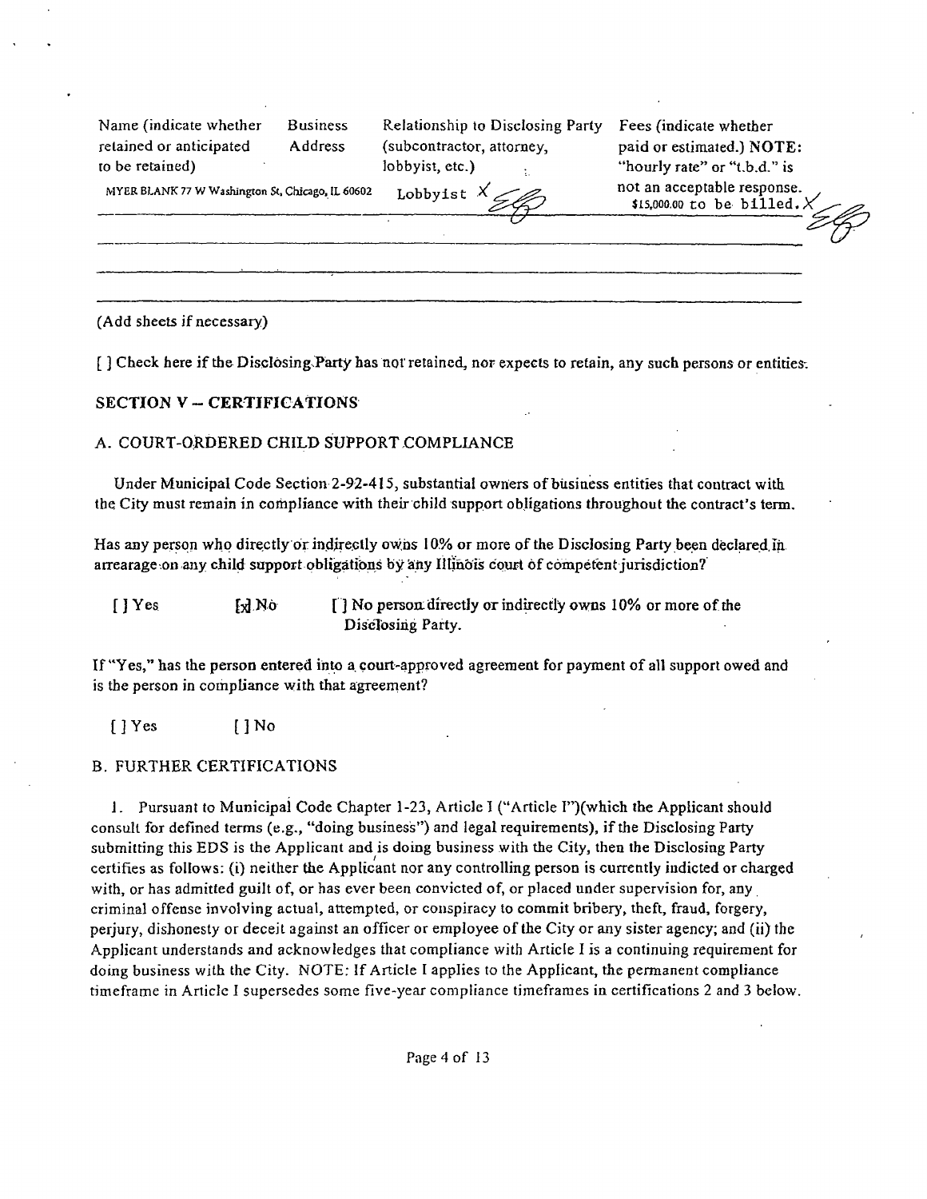| Name (indicate whether retained or anticipated to be retained) | Business Address | Relationship to Disclosing Party (subcontractor, attorney, lobbyist, etc.) | Fees (indicate whether paid or estimated.) **NOTE:** "hourly rate" or "t.b.d." is not an acceptable response. |
|---|---|---|---|
| MYER BLANK | 77 W Washington St, Chicago, IL 60602 | Lobbyist | $15,000.00 to be billed. |
| | | | |
| | | | |
| | | | |

(Add sheets if necessary)

[ ] Check here if the Disclosing Party has not retained, nor expects to retain, any such persons or entities.

## SECTION V – CERTIFICATIONS

### A. COURT-ORDERED CHILD SUPPORT COMPLIANCE

Under Municipal Code Section 2-92-415, substantial owners of business entities that contract with the City must remain in compliance with their child support obligations throughout the contract's term.

Has any person who directly or indirectly owns 10% or more of the Disclosing Party been declared in arrearage on any child support obligations by any Illinois court of competent jurisdiction?

[ ] Yes [x] No [ ] No person directly or indirectly owns 10% or more of the Disclosing Party.

If "Yes," has the person entered into a court-approved agreement for payment of all support owed and is the person in compliance with that agreement?

[ ] Yes [ ] No

### B. FURTHER CERTIFICATIONS

1. Pursuant to Municipal Code Chapter 1-23, Article I ("Article I")(which the Applicant should consult for defined terms (e.g., "doing business") and legal requirements), if the Disclosing Party submitting this EDS is the Applicant and is doing business with the City, then the Disclosing Party certifies as follows: (i) neither the Applicant nor any controlling person is currently indicted or charged with, or has admitted guilt of, or has ever been convicted of, or placed under supervision for, any criminal offense involving actual, attempted, or conspiracy to commit bribery, theft, fraud, forgery, perjury, dishonesty or deceit against an officer or employee of the City or any sister agency; and (ii) the Applicant understands and acknowledges that compliance with Article I is a continuing requirement for doing business with the City. NOTE: If Article I applies to the Applicant, the permanent compliance timeframe in Article I supersedes some five-year compliance timeframes in certifications 2 and 3 below.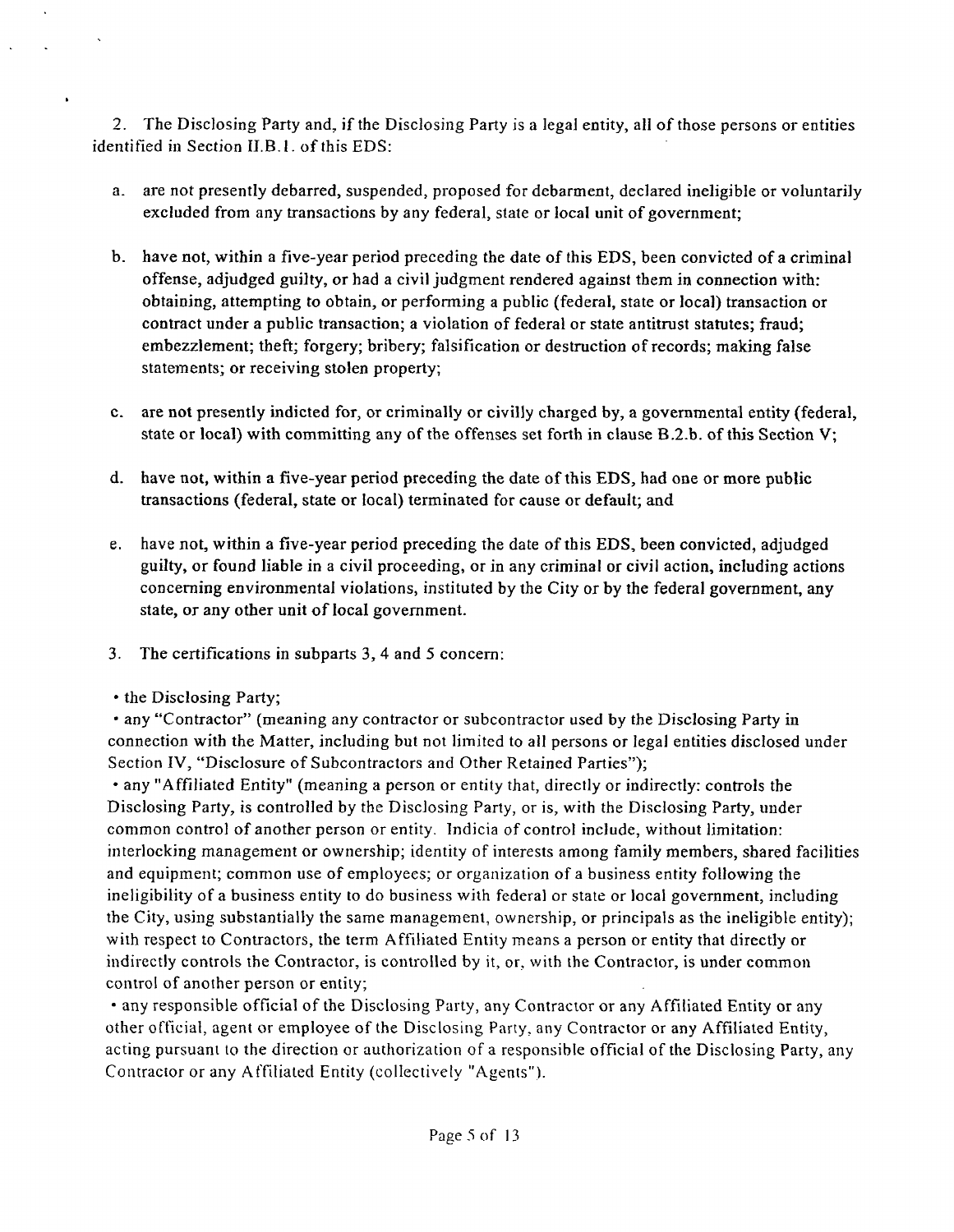2. The Disclosing Party and, if the Disclosing Party is a legal entity, all of those persons or entities identified in Section II.B.1. of this EDS:

a. are not presently debarred, suspended, proposed for debarment, declared ineligible or voluntarily excluded from any transactions by any federal, state or local unit of government;

b. have not, within a five-year period preceding the date of this EDS, been convicted of a criminal offense, adjudged guilty, or had a civil judgment rendered against them in connection with: obtaining, attempting to obtain, or performing a public (federal, state or local) transaction or contract under a public transaction; a violation of federal or state antitrust statutes; fraud; embezzlement; theft; forgery; bribery; falsification or destruction of records; making false statements; or receiving stolen property;

c. are not presently indicted for, or criminally or civilly charged by, a governmental entity (federal, state or local) with committing any of the offenses set forth in clause B.2.b. of this Section V;

d. have not, within a five-year period preceding the date of this EDS, had one or more public transactions (federal, state or local) terminated for cause or default; and

e. have not, within a five-year period preceding the date of this EDS, been convicted, adjudged guilty, or found liable in a civil proceeding, or in any criminal or civil action, including actions concerning environmental violations, instituted by the City or by the federal government, any state, or any other unit of local government.

3. The certifications in subparts 3, 4 and 5 concern:

- the Disclosing Party;
- any "Contractor" (meaning any contractor or subcontractor used by the Disclosing Party in connection with the Matter, including but not limited to all persons or legal entities disclosed under Section IV, "Disclosure of Subcontractors and Other Retained Parties");
- any "Affiliated Entity" (meaning a person or entity that, directly or indirectly: controls the Disclosing Party, is controlled by the Disclosing Party, or is, with the Disclosing Party, under common control of another person or entity. Indicia of control include, without limitation: interlocking management or ownership; identity of interests among family members, shared facilities and equipment; common use of employees; or organization of a business entity following the ineligibility of a business entity to do business with federal or state or local government, including the City, using substantially the same management, ownership, or principals as the ineligible entity); with respect to Contractors, the term Affiliated Entity means a person or entity that directly or indirectly controls the Contractor, is controlled by it, or, with the Contractor, is under common control of another person or entity;
- any responsible official of the Disclosing Party, any Contractor or any Affiliated Entity or any other official, agent or employee of the Disclosing Party, any Contractor or any Affiliated Entity, acting pursuant to the direction or authorization of a responsible official of the Disclosing Party, any Contractor or any Affiliated Entity (collectively "Agents").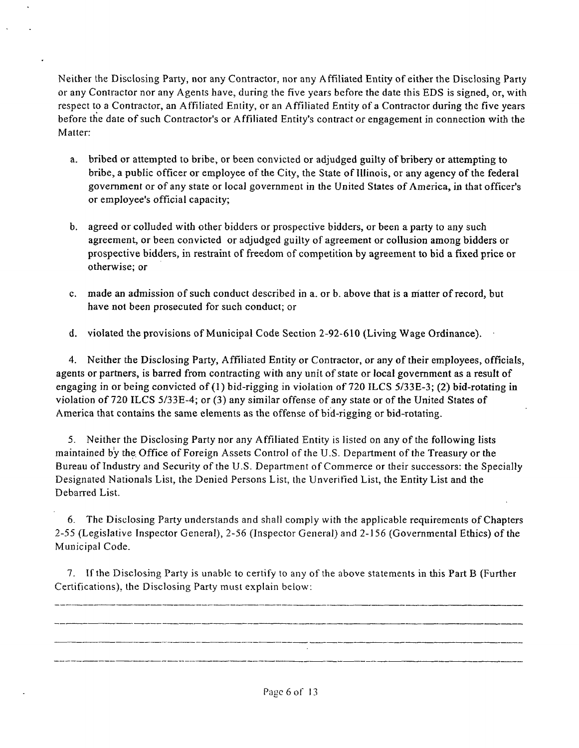Neither the Disclosing Party, nor any Contractor, nor any Affiliated Entity of either the Disclosing Party or any Contractor nor any Agents have, during the five years before the date this EDS is signed, or, with respect to a Contractor, an Affiliated Entity, or an Affiliated Entity of a Contractor during the five years before the date of such Contractor's or Affiliated Entity's contract or engagement in connection with the Matter:

a. bribed or attempted to bribe, or been convicted or adjudged guilty of bribery or attempting to bribe, a public officer or employee of the City, the State of Illinois, or any agency of the federal government or of any state or local government in the United States of America, in that officer's or employee's official capacity;

b. agreed or colluded with other bidders or prospective bidders, or been a party to any such agreement, or been convicted or adjudged guilty of agreement or collusion among bidders or prospective bidders, in restraint of freedom of competition by agreement to bid a fixed price or otherwise; or

c. made an admission of such conduct described in a. or b. above that is a matter of record, but have not been prosecuted for such conduct; or

d. violated the provisions of Municipal Code Section 2-92-610 (Living Wage Ordinance).

4. Neither the Disclosing Party, Affiliated Entity or Contractor, or any of their employees, officials, agents or partners, is barred from contracting with any unit of state or local government as a result of engaging in or being convicted of (1) bid-rigging in violation of 720 ILCS 5/33E-3; (2) bid-rotating in violation of 720 ILCS 5/33E-4; or (3) any similar offense of any state or of the United States of America that contains the same elements as the offense of bid-rigging or bid-rotating.

5. Neither the Disclosing Party nor any Affiliated Entity is listed on any of the following lists maintained by the Office of Foreign Assets Control of the U.S. Department of the Treasury or the Bureau of Industry and Security of the U.S. Department of Commerce or their successors: the Specially Designated Nationals List, the Denied Persons List, the Unverified List, the Entity List and the Debarred List.

6. The Disclosing Party understands and shall comply with the applicable requirements of Chapters 2-55 (Legislative Inspector General), 2-56 (Inspector General) and 2-156 (Governmental Ethics) of the Municipal Code.

7. If the Disclosing Party is unable to certify to any of the above statements in this Part B (Further Certifications), the Disclosing Party must explain below:

______________________________________________________________________________

______________________________________________________________________________

______________________________________________________________________________

______________________________________________________________________________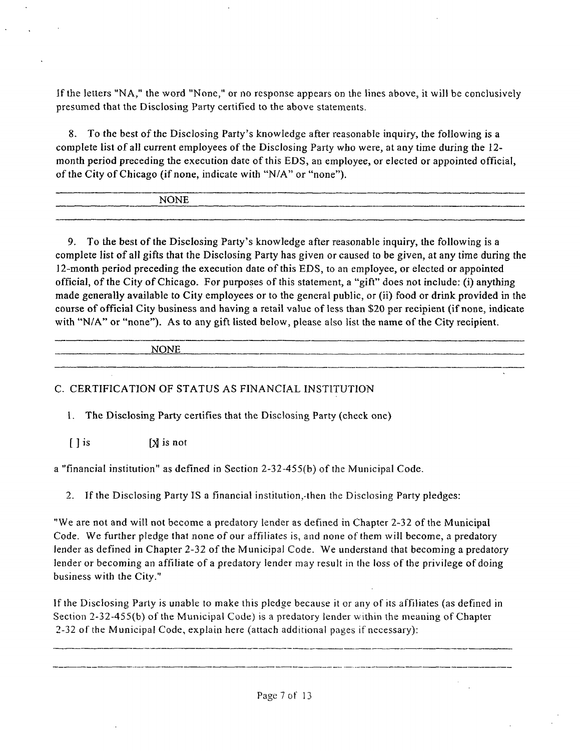If the letters "NA," the word "None," or no response appears on the lines above, it will be conclusively presumed that the Disclosing Party certified to the above statements.

8. To the best of the Disclosing Party's knowledge after reasonable inquiry, the following is a complete list of all current employees of the Disclosing Party who were, at any time during the 12-month period preceding the execution date of this EDS, an employee, or elected or appointed official, of the City of Chicago (if none, indicate with "N/A" or "none").

NONE

9. To the best of the Disclosing Party's knowledge after reasonable inquiry, the following is a complete list of all gifts that the Disclosing Party has given or caused to be given, at any time during the 12-month period preceding the execution date of this EDS, to an employee, or elected or appointed official, of the City of Chicago. For purposes of this statement, a "gift" does not include: (i) anything made generally available to City employees or to the general public, or (ii) food or drink provided in the course of official City business and having a retail value of less than $20 per recipient (if none, indicate with "N/A" or "none"). As to any gift listed below, please also list the name of the City recipient.

NONE

C. CERTIFICATION OF STATUS AS FINANCIAL INSTITUTION

1. The Disclosing Party certifies that the Disclosing Party (check one)

[ ] is [X] is not

a "financial institution" as defined in Section 2-32-455(b) of the Municipal Code.

2. If the Disclosing Party IS a financial institution, then the Disclosing Party pledges:

"We are not and will not become a predatory lender as defined in Chapter 2-32 of the Municipal Code. We further pledge that none of our affiliates is, and none of them will become, a predatory lender as defined in Chapter 2-32 of the Municipal Code. We understand that becoming a predatory lender or becoming an affiliate of a predatory lender may result in the loss of the privilege of doing business with the City."

If the Disclosing Party is unable to make this pledge because it or any of its affiliates (as defined in Section 2-32-455(b) of the Municipal Code) is a predatory lender within the meaning of Chapter 2-32 of the Municipal Code, explain here (attach additional pages if necessary):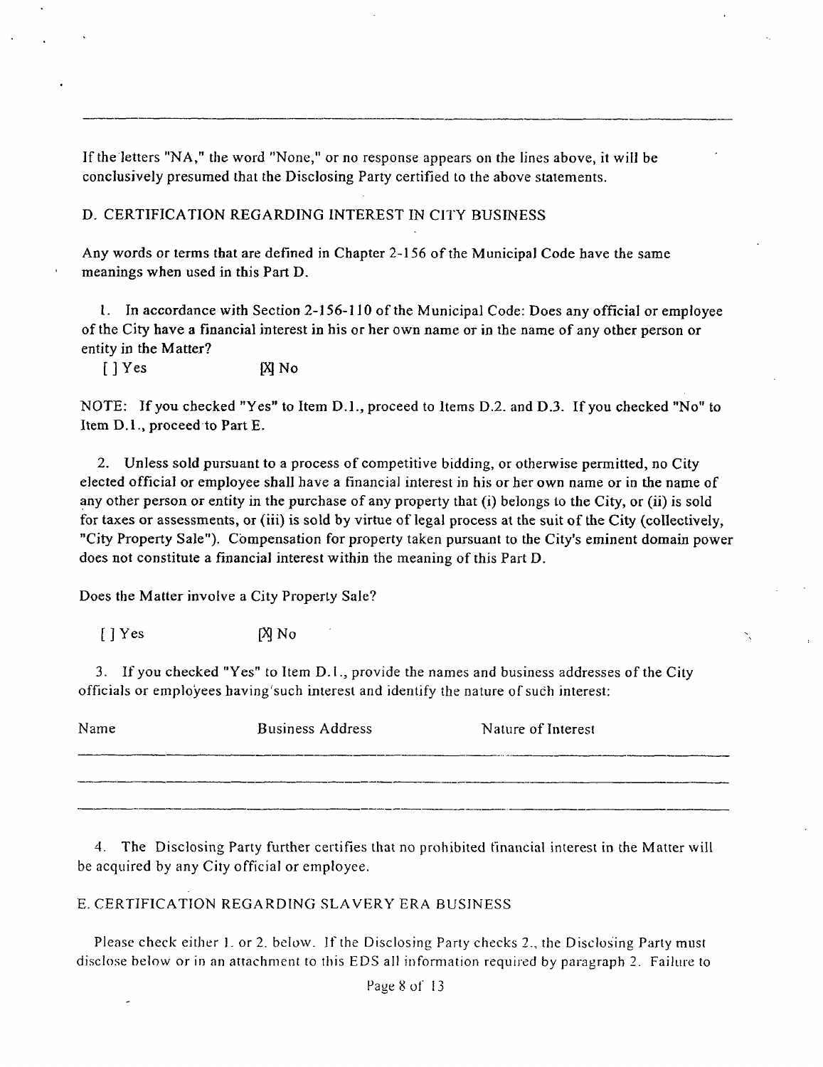---

If the letters "NA," the word "None," or no response appears on the lines above, it will be conclusively presumed that the Disclosing Party certified to the above statements.

D. CERTIFICATION REGARDING INTEREST IN CITY BUSINESS

Any words or terms that are defined in Chapter 2-156 of the Municipal Code have the same meanings when used in this Part D.

1. In accordance with Section 2-156-110 of the Municipal Code: Does any official or employee of the City have a financial interest in his or her own name or in the name of any other person or entity in the Matter?

[ ] Yes [X] No

NOTE: If you checked "Yes" to Item D.1., proceed to Items D.2. and D.3. If you checked "No" to Item D.1., proceed to Part E.

2. Unless sold pursuant to a process of competitive bidding, or otherwise permitted, no City elected official or employee shall have a financial interest in his or her own name or in the name of any other person or entity in the purchase of any property that (i) belongs to the City, or (ii) is sold for taxes or assessments, or (iii) is sold by virtue of legal process at the suit of the City (collectively, "City Property Sale"). Compensation for property taken pursuant to the City's eminent domain power does not constitute a financial interest within the meaning of this Part D.

Does the Matter involve a City Property Sale?

[ ] Yes [X] No

3. If you checked "Yes" to Item D.1., provide the names and business addresses of the City officials or employees having such interest and identify the nature of such interest:

| Name | Business Address | Nature of Interest |
| --- | --- | --- |
| | | |
| | | |
| | | |

4. The Disclosing Party further certifies that no prohibited financial interest in the Matter will be acquired by any City official or employee.

E. CERTIFICATION REGARDING SLAVERY ERA BUSINESS

Please check either 1. or 2. below. If the Disclosing Party checks 2., the Disclosing Party must disclose below or in an attachment to this EDS all information required by paragraph 2. Failure to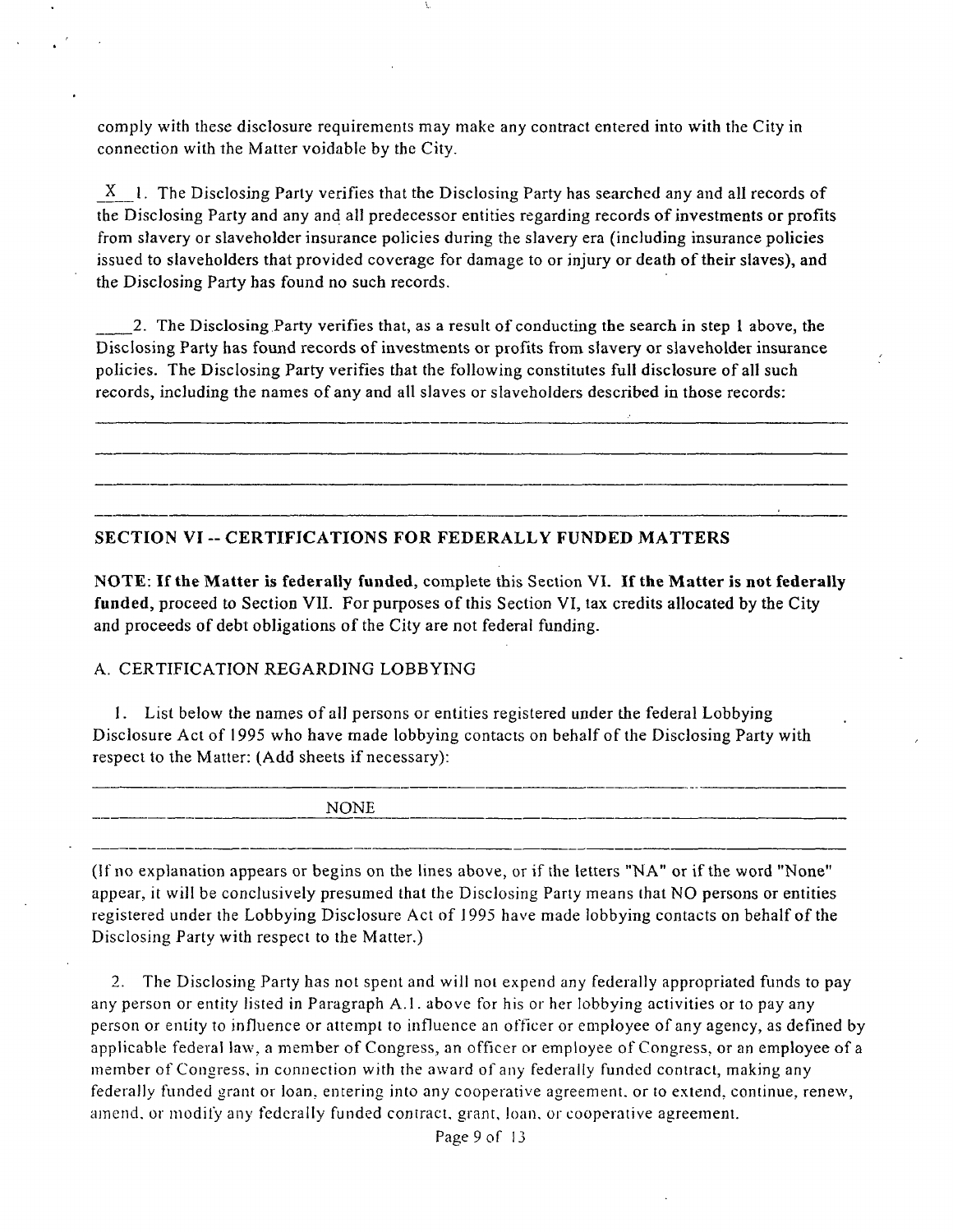comply with these disclosure requirements may make any contract entered into with the City in connection with the Matter voidable by the City.

_X_ 1. The Disclosing Party verifies that the Disclosing Party has searched any and all records of the Disclosing Party and any and all predecessor entities regarding records of investments or profits from slavery or slaveholder insurance policies during the slavery era (including insurance policies issued to slaveholders that provided coverage for damage to or injury or death of their slaves), and the Disclosing Party has found no such records.

____2. The Disclosing Party verifies that, as a result of conducting the search in step 1 above, the Disclosing Party has found records of investments or profits from slavery or slaveholder insurance policies. The Disclosing Party verifies that the following constitutes full disclosure of all such records, including the names of any and all slaves or slaveholders described in those records:

## SECTION VI -- CERTIFICATIONS FOR FEDERALLY FUNDED MATTERS

**NOTE: If the Matter is federally funded,** complete this Section VI. **If the Matter is not federally funded,** proceed to Section VII. For purposes of this Section VI, tax credits allocated by the City and proceeds of debt obligations of the City are not federal funding.

A. CERTIFICATION REGARDING LOBBYING

1. List below the names of all persons or entities registered under the federal Lobbying Disclosure Act of 1995 who have made lobbying contacts on behalf of the Disclosing Party with respect to the Matter: (Add sheets if necessary):

NONE

(If no explanation appears or begins on the lines above, or if the letters "NA" or if the word "None" appear, it will be conclusively presumed that the Disclosing Party means that NO persons or entities registered under the Lobbying Disclosure Act of 1995 have made lobbying contacts on behalf of the Disclosing Party with respect to the Matter.)

2. The Disclosing Party has not spent and will not expend any federally appropriated funds to pay any person or entity listed in Paragraph A.1. above for his or her lobbying activities or to pay any person or entity to influence or attempt to influence an officer or employee of any agency, as defined by applicable federal law, a member of Congress, an officer or employee of Congress, or an employee of a member of Congress, in connection with the award of any federally funded contract, making any federally funded grant or loan, entering into any cooperative agreement, or to extend, continue, renew, amend, or modify any federally funded contract, grant, loan, or cooperative agreement.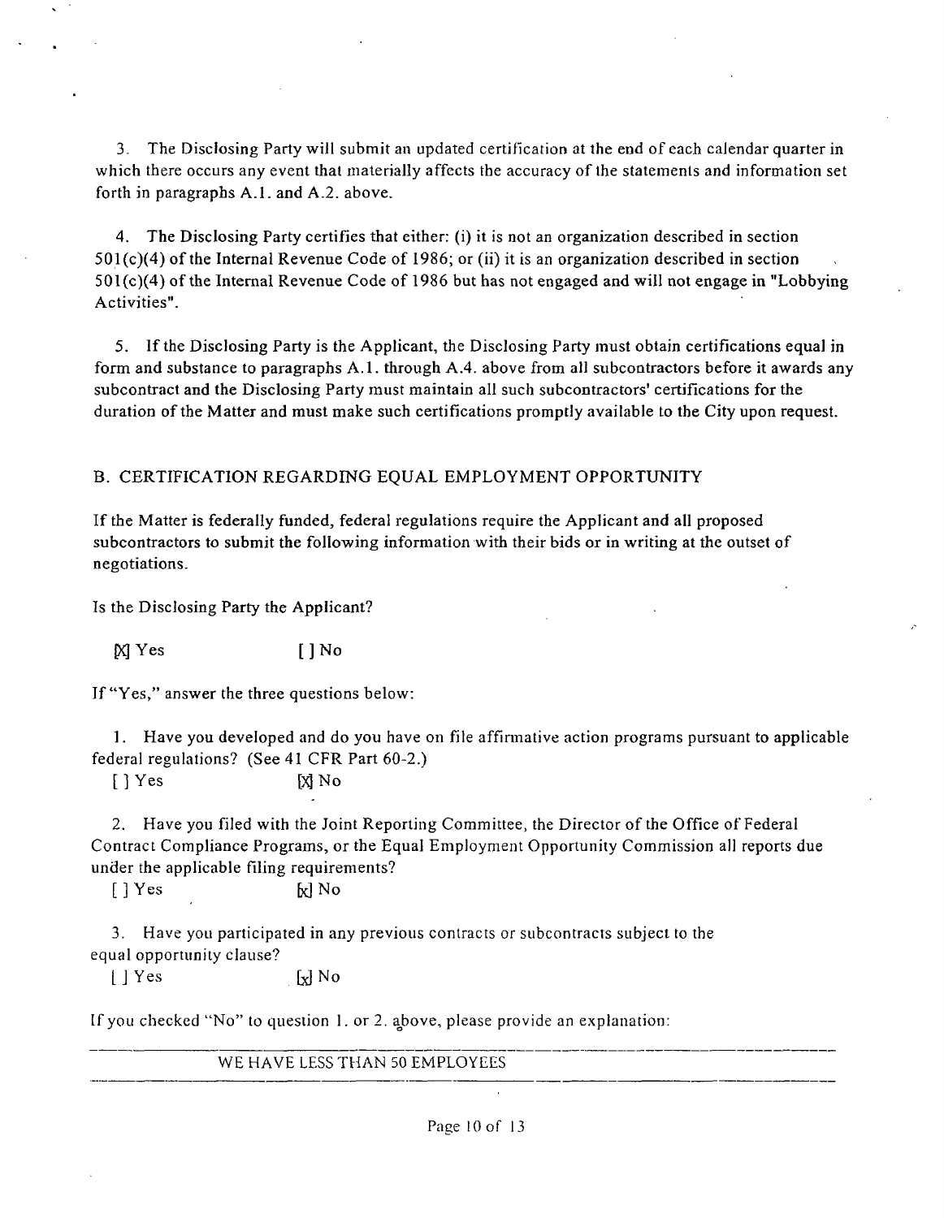3. The Disclosing Party will submit an updated certification at the end of each calendar quarter in which there occurs any event that materially affects the accuracy of the statements and information set forth in paragraphs A.1. and A.2. above.

4. The Disclosing Party certifies that either: (i) it is not an organization described in section 501(c)(4) of the Internal Revenue Code of 1986; or (ii) it is an organization described in section 501(c)(4) of the Internal Revenue Code of 1986 but has not engaged and will not engage in "Lobbying Activities".

5. If the Disclosing Party is the Applicant, the Disclosing Party must obtain certifications equal in form and substance to paragraphs A.1. through A.4. above from all subcontractors before it awards any subcontract and the Disclosing Party must maintain all such subcontractors' certifications for the duration of the Matter and must make such certifications promptly available to the City upon request.

B. CERTIFICATION REGARDING EQUAL EMPLOYMENT OPPORTUNITY

If the Matter is federally funded, federal regulations require the Applicant and all proposed subcontractors to submit the following information with their bids or in writing at the outset of negotiations.

Is the Disclosing Party the Applicant?

[X] Yes [ ] No

If "Yes," answer the three questions below:

1. Have you developed and do you have on file affirmative action programs pursuant to applicable federal regulations? (See 41 CFR Part 60-2.)

[ ] Yes [X] No

2. Have you filed with the Joint Reporting Committee, the Director of the Office of Federal Contract Compliance Programs, or the Equal Employment Opportunity Commission all reports due under the applicable filing requirements?

[ ] Yes [x] No

3. Have you participated in any previous contracts or subcontracts subject to the equal opportunity clause?

[ ] Yes [x] No

If you checked "No" to question 1. or 2. above, please provide an explanation:

WE HAVE LESS THAN 50 EMPLOYEES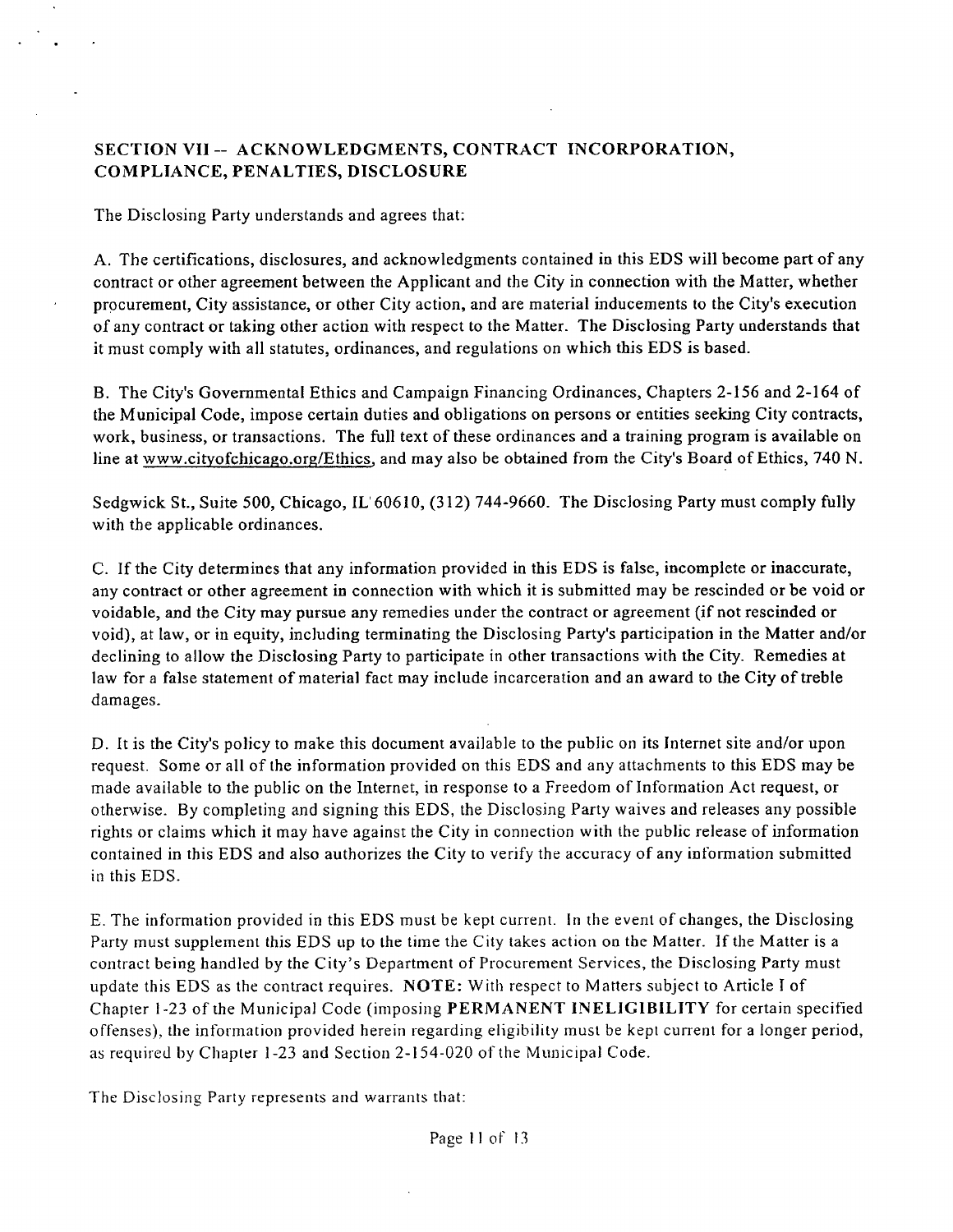## SECTION VII -- ACKNOWLEDGMENTS, CONTRACT INCORPORATION, COMPLIANCE, PENALTIES, DISCLOSURE

The Disclosing Party understands and agrees that:

A. The certifications, disclosures, and acknowledgments contained in this EDS will become part of any contract or other agreement between the Applicant and the City in connection with the Matter, whether procurement, City assistance, or other City action, and are material inducements to the City's execution of any contract or taking other action with respect to the Matter. The Disclosing Party understands that it must comply with all statutes, ordinances, and regulations on which this EDS is based.

B. The City's Governmental Ethics and Campaign Financing Ordinances, Chapters 2-156 and 2-164 of the Municipal Code, impose certain duties and obligations on persons or entities seeking City contracts, work, business, or transactions. The full text of these ordinances and a training program is available on line at www.cityofchicago.org/Ethics, and may also be obtained from the City's Board of Ethics, 740 N.

Sedgwick St., Suite 500, Chicago, IL 60610, (312) 744-9660. The Disclosing Party must comply fully with the applicable ordinances.

C. If the City determines that any information provided in this EDS is false, incomplete or inaccurate, any contract or other agreement in connection with which it is submitted may be rescinded or be void or voidable, and the City may pursue any remedies under the contract or agreement (if not rescinded or void), at law, or in equity, including terminating the Disclosing Party's participation in the Matter and/or declining to allow the Disclosing Party to participate in other transactions with the City. Remedies at law for a false statement of material fact may include incarceration and an award to the City of treble damages.

D. It is the City's policy to make this document available to the public on its Internet site and/or upon request. Some or all of the information provided on this EDS and any attachments to this EDS may be made available to the public on the Internet, in response to a Freedom of Information Act request, or otherwise. By completing and signing this EDS, the Disclosing Party waives and releases any possible rights or claims which it may have against the City in connection with the public release of information contained in this EDS and also authorizes the City to verify the accuracy of any information submitted in this EDS.

E. The information provided in this EDS must be kept current. In the event of changes, the Disclosing Party must supplement this EDS up to the time the City takes action on the Matter. If the Matter is a contract being handled by the City's Department of Procurement Services, the Disclosing Party must update this EDS as the contract requires. **NOTE:** With respect to Matters subject to Article I of Chapter 1-23 of the Municipal Code (imposing **PERMANENT INELIGIBILITY** for certain specified offenses), the information provided herein regarding eligibility must be kept current for a longer period, as required by Chapter 1-23 and Section 2-154-020 of the Municipal Code.

The Disclosing Party represents and warrants that: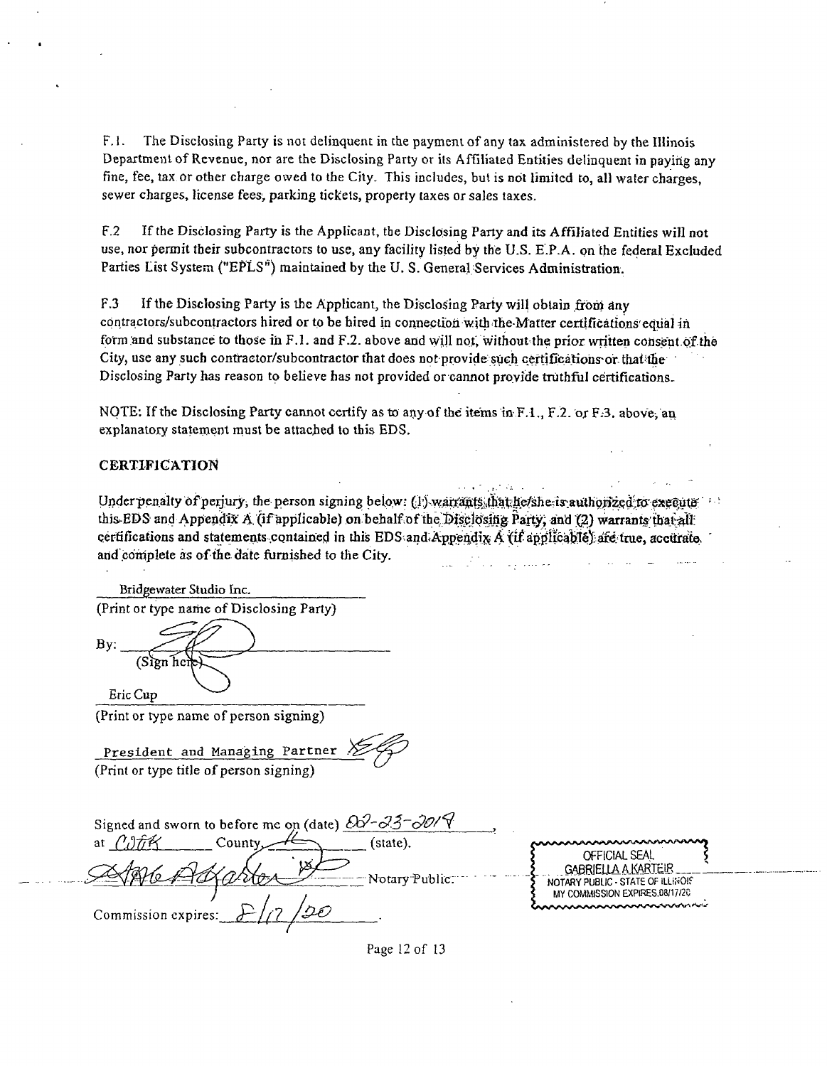F.1. The Disclosing Party is not delinquent in the payment of any tax administered by the Illinois Department of Revenue, nor are the Disclosing Party or its Affiliated Entities delinquent in paying any fine, fee, tax or other charge owed to the City. This includes, but is not limited to, all water charges, sewer charges, license fees, parking tickets, property taxes or sales taxes.

F.2 If the Disclosing Party is the Applicant, the Disclosing Party and its Affiliated Entities will not use, nor permit their subcontractors to use, any facility listed by the U.S. E.P.A. on the federal Excluded Parties List System ("EPLS") maintained by the U. S. General Services Administration.

F.3 If the Disclosing Party is the Applicant, the Disclosing Party will obtain from any contractors/subcontractors hired or to be hired in connection with the Matter certifications equal in form and substance to those in F.1. and F.2. above and will not, without the prior written consent of the City, use any such contractor/subcontractor that does not provide such certifications or that the Disclosing Party has reason to believe has not provided or cannot provide truthful certifications.

NOTE: If the Disclosing Party cannot certify as to any of the items in F.1., F.2. or F.3. above, an explanatory statement must be attached to this EDS.

## CERTIFICATION

Under penalty of perjury, the person signing below: (1) warrants that he/she is authorized to execute this EDS and Appendix A (if applicable) on behalf of the Disclosing Party, and (2) warrants that all certifications and statements contained in this EDS and Appendix A (if applicable) are true, accurate, and complete as of the date furnished to the City.

Bridgewater Studio Inc.
(Print or type name of Disclosing Party)

By: ______________________
(Sign here)

Eric Cup
(Print or type name of person signing)

President and Managing Partner
(Print or type title of person signing)

Signed and sworn to before me on (date) 02-25-2019,
at Cook County, IL (state).

______________________ Notary Public.

Commission expires: 8/17/20.

OFFICIAL SEAL
GABRIELLA A KARTEIR
NOTARY PUBLIC - STATE OF ILLINOIS
MY COMMISSION EXPIRES 08/17/20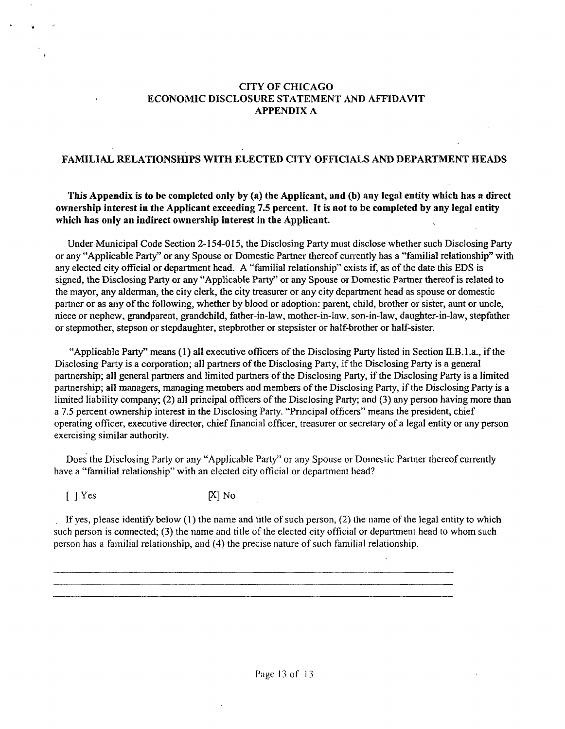# CITY OF CHICAGO
## ECONOMIC DISCLOSURE STATEMENT AND AFFIDAVIT
## APPENDIX A

### FAMILIAL RELATIONSHIPS WITH ELECTED CITY OFFICIALS AND DEPARTMENT HEADS

**This Appendix is to be completed only by (a) the Applicant, and (b) any legal entity which has a direct ownership interest in the Applicant exceeding 7.5 percent. It is not to be completed by any legal entity which has only an indirect ownership interest in the Applicant.**

Under Municipal Code Section 2-154-015, the Disclosing Party must disclose whether such Disclosing Party or any "Applicable Party" or any Spouse or Domestic Partner thereof currently has a "familial relationship" with any elected city official or department head. A "familial relationship" exists if, as of the date this EDS is signed, the Disclosing Party or any "Applicable Party" or any Spouse or Domestic Partner thereof is related to the mayor, any alderman, the city clerk, the city treasurer or any city department head as spouse or domestic partner or as any of the following, whether by blood or adoption: parent, child, brother or sister, aunt or uncle, niece or nephew, grandparent, grandchild, father-in-law, mother-in-law, son-in-law, daughter-in-law, stepfather or stepmother, stepson or stepdaughter, stepbrother or stepsister or half-brother or half-sister.

"Applicable Party" means (1) all executive officers of the Disclosing Party listed in Section II.B.1.a., if the Disclosing Party is a corporation; all partners of the Disclosing Party, if the Disclosing Party is a general partnership; all general partners and limited partners of the Disclosing Party, if the Disclosing Party is a limited partnership; all managers, managing members and members of the Disclosing Party, if the Disclosing Party is a limited liability company; (2) all principal officers of the Disclosing Party; and (3) any person having more than a 7.5 percent ownership interest in the Disclosing Party. "Principal officers" means the president, chief operating officer, executive director, chief financial officer, treasurer or secretary of a legal entity or any person exercising similar authority.

Does the Disclosing Party or any "Applicable Party" or any Spouse or Domestic Partner thereof currently have a "familial relationship" with an elected city official or department head?

[ ] Yes [X] No

If yes, please identify below (1) the name and title of such person, (2) the name of the legal entity to which such person is connected; (3) the name and title of the elected city official or department head to whom such person has a familial relationship, and (4) the precise nature of such familial relationship.

______________________________________________________________________

______________________________________________________________________

______________________________________________________________________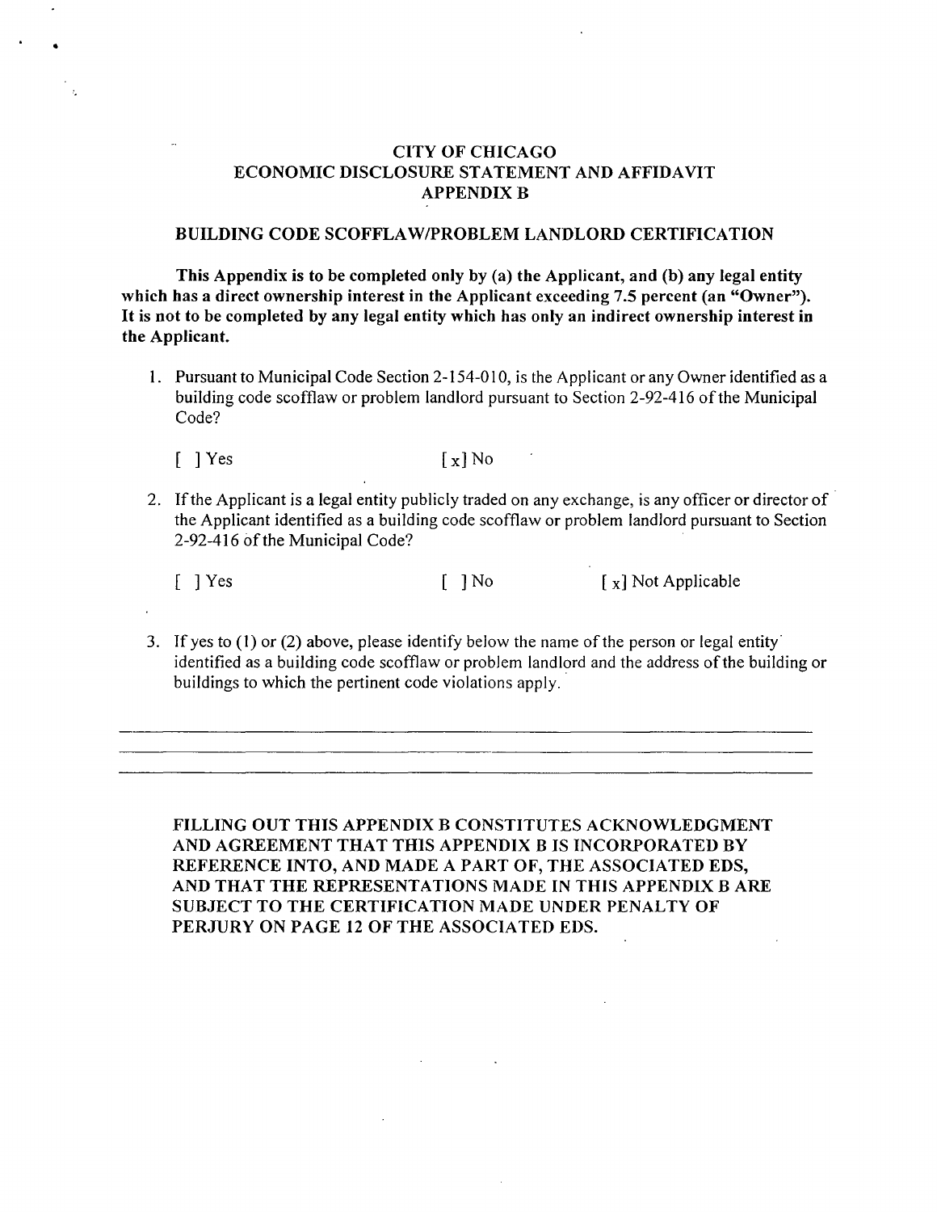# CITY OF CHICAGO
# ECONOMIC DISCLOSURE STATEMENT AND AFFIDAVIT
# APPENDIX B

## BUILDING CODE SCOFFLAW/PROBLEM LANDLORD CERTIFICATION

**This Appendix is to be completed only by (a) the Applicant, and (b) any legal entity which has a direct ownership interest in the Applicant exceeding 7.5 percent (an "Owner"). It is not to be completed by any legal entity which has only an indirect ownership interest in the Applicant.**

1. Pursuant to Municipal Code Section 2-154-010, is the Applicant or any Owner identified as a building code scofflaw or problem landlord pursuant to Section 2-92-416 of the Municipal Code?

   [ ] Yes [x] No

2. If the Applicant is a legal entity publicly traded on any exchange, is any officer or director of the Applicant identified as a building code scofflaw or problem landlord pursuant to Section 2-92-416 of the Municipal Code?

   [ ] Yes [ ] No [x] Not Applicable

3. If yes to (1) or (2) above, please identify below the name of the person or legal entity identified as a building code scofflaw or problem landlord and the address of the building or buildings to which the pertinent code violations apply.

______________________________________________________________________

______________________________________________________________________

______________________________________________________________________

**FILLING OUT THIS APPENDIX B CONSTITUTES ACKNOWLEDGMENT AND AGREEMENT THAT THIS APPENDIX B IS INCORPORATED BY REFERENCE INTO, AND MADE A PART OF, THE ASSOCIATED EDS, AND THAT THE REPRESENTATIONS MADE IN THIS APPENDIX B ARE SUBJECT TO THE CERTIFICATION MADE UNDER PENALTY OF PERJURY ON PAGE 12 OF THE ASSOCIATED EDS.**